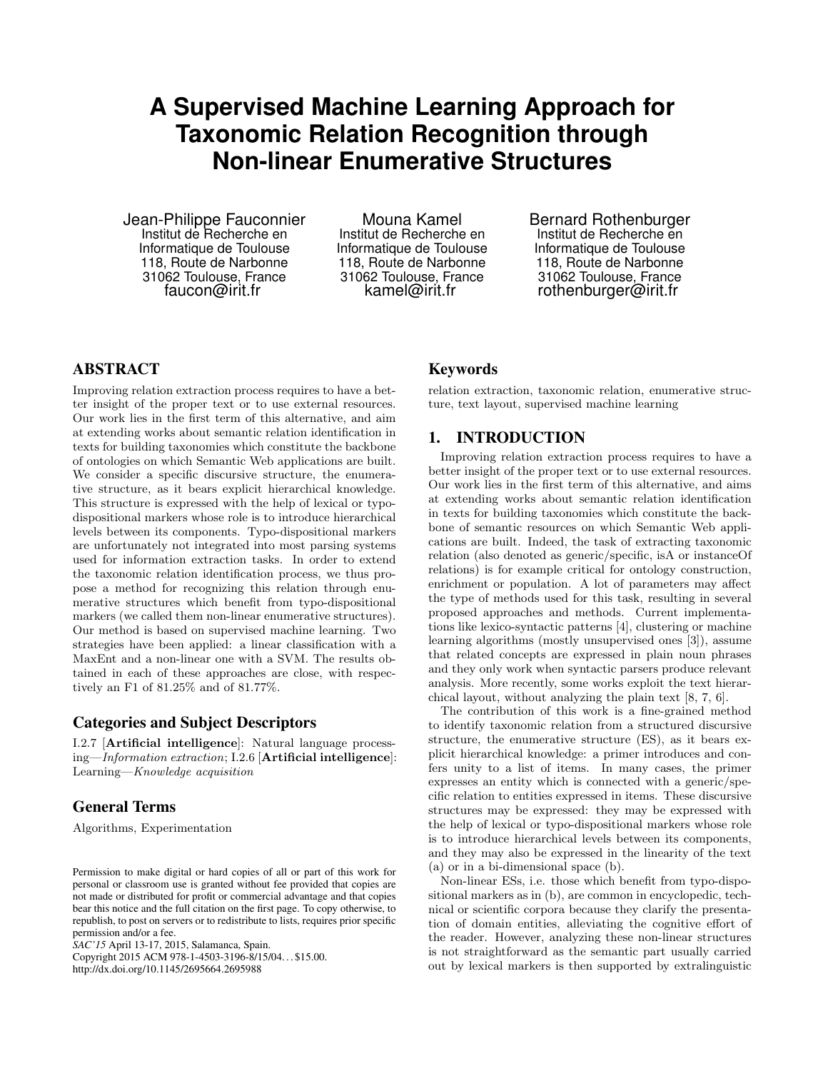# A Supervised Machine Learning Approach for Taxonomic Relation Recognition through Non-linear Enumerative Structures

Jean-Philippe Fauconnier
Institut de Recherche en Informatique de Toulouse
118, Route de Narbonne
31062 Toulouse, France
faucon@irit.fr

Mouna Kamel
Institut de Recherche en Informatique de Toulouse
118, Route de Narbonne
31062 Toulouse, France
kamel@irit.fr

Bernard Rothenburger
Institut de Recherche en Informatique de Toulouse
118, Route de Narbonne
31062 Toulouse, France
rothenburger@irit.fr

## ABSTRACT

Improving relation extraction process requires to have a better insight of the proper text or to use external resources. Our work lies in the first term of this alternative, and aim at extending works about semantic relation identification in texts for building taxonomies which constitute the backbone of ontologies on which Semantic Web applications are built. We consider a specific discursive structure, the enumerative structure, as it bears explicit hierarchical knowledge. This structure is expressed with the help of lexical or typo-dispositional markers whose role is to introduce hierarchical levels between its components. Typo-dispositional markers are unfortunately not integrated into most parsing systems used for information extraction tasks. In order to extend the taxonomic relation identification process, we thus propose a method for recognizing this relation through enumerative structures which benefit from typo-dispositional markers (we called them non-linear enumerative structures). Our method is based on supervised machine learning. Two strategies have been applied: a linear classification with a MaxEnt and a non-linear one with a SVM. The results obtained in each of these approaches are close, with respectively an F1 of 81.25% and of 81.77%.

### Categories and Subject Descriptors

I.2.7 [**Artificial intelligence**]: Natural language processing—*Information extraction*; I.2.6 [**Artificial intelligence**]: Learning—*Knowledge acquisition*

### General Terms

Algorithms, Experimentation

Permission to make digital or hard copies of all or part of this work for personal or classroom use is granted without fee provided that copies are not made or distributed for profit or commercial advantage and that copies bear this notice and the full citation on the first page. To copy otherwise, to republish, to post on servers or to redistribute to lists, requires prior specific permission and/or a fee.
*SAC'15* April 13-17, 2015, Salamanca, Spain.
Copyright 2015 ACM 978-1-4503-3196-8/15/04…$15.00.
http://dx.doi.org/10.1145/2695664.2695988

### Keywords

relation extraction, taxonomic relation, enumerative structure, text layout, supervised machine learning

## 1. INTRODUCTION

Improving relation extraction process requires to have a better insight of the proper text or to use external resources. Our work lies in the first term of this alternative, and aims at extending works about semantic relation identification in texts for building taxonomies which constitute the backbone of semantic resources on which Semantic Web applications are built. Indeed, the task of extracting taxonomic relation (also denoted as generic/specific, isA or instanceOf relations) is for example critical for ontology construction, enrichment or population. A lot of parameters may affect the type of methods used for this task, resulting in several proposed approaches and methods. Current implementations like lexico-syntactic patterns [4], clustering or machine learning algorithms (mostly unsupervised ones [3]), assume that related concepts are expressed in plain noun phrases and they only work when syntactic parsers produce relevant analysis. More recently, some works exploit the text hierarchical layout, without analyzing the plain text [8, 7, 6].

The contribution of this work is a fine-grained method to identify taxonomic relation from a structured discursive structure, the enumerative structure (ES), as it bears explicit hierarchical knowledge: a primer introduces and confers unity to a list of items. In many cases, the primer expresses an entity which is connected with a generic/specific relation to entities expressed in items. These discursive structures may be expressed: they may be expressed with the help of lexical or typo-dispositional markers whose role is to introduce hierarchical levels between its components, and they may also be expressed in the linearity of the text (a) or in a bi-dimensional space (b).

Non-linear ESs, i.e. those which benefit from typo-dispositional markers as in (b), are common in encyclopedic, technical or scientific corpora because they clarify the presentation of domain entities, alleviating the cognitive effort of the reader. However, analyzing these non-linear structures is not straightforward as the semantic part usually carried out by lexical markers is then supported by extralinguistic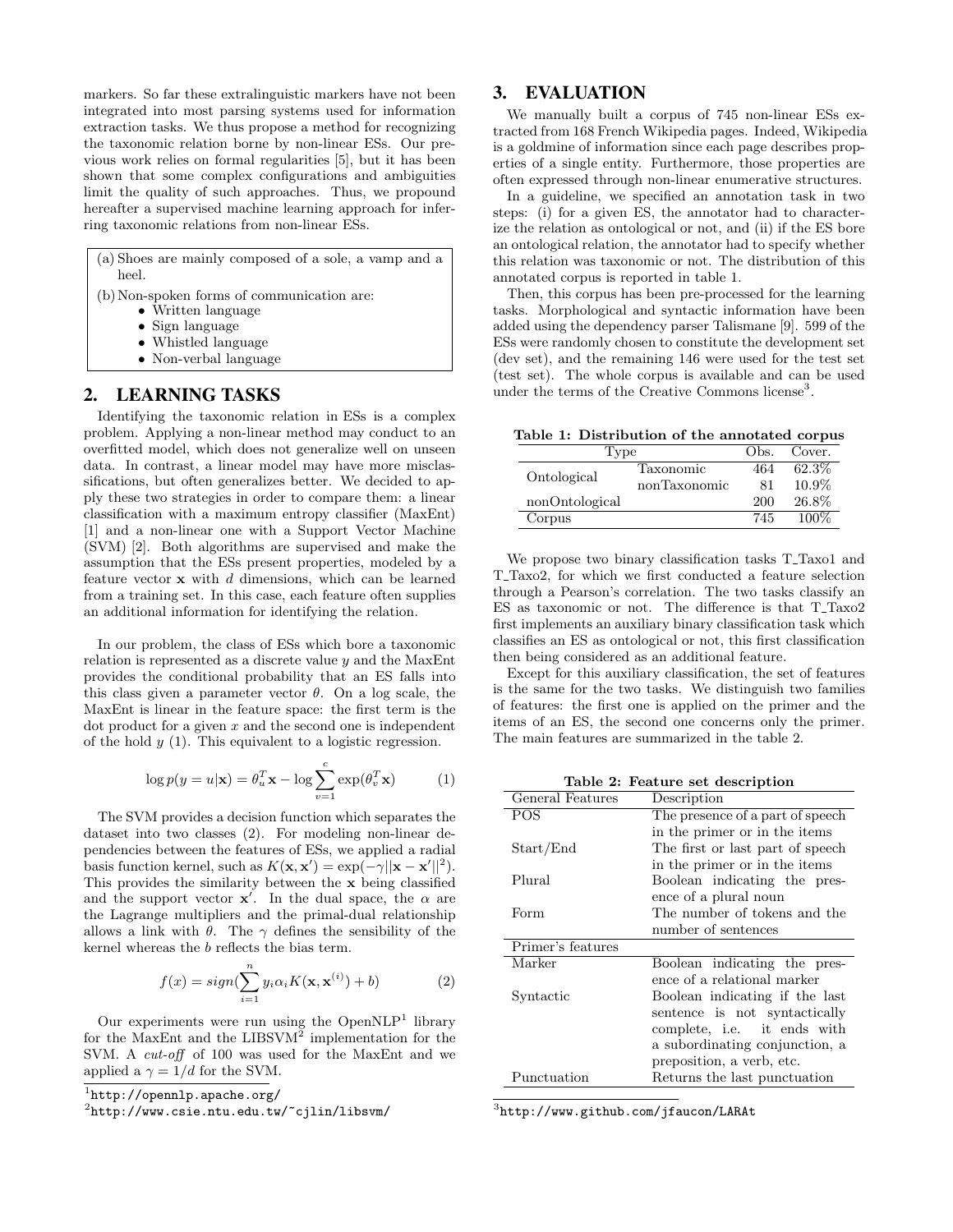markers. So far these extralinguistic markers have not been integrated into most parsing systems used for information extraction tasks. We thus propose a method for recognizing the taxonomic relation borne by non-linear ESs. Our previous work relies on formal regularities [5], but it has been shown that some complex configurations and ambiguities limit the quality of such approaches. Thus, we propound hereafter a supervised machine learning approach for inferring taxonomic relations from non-linear ESs.

(a) Shoes are mainly composed of a sole, a vamp and a heel.

(b) Non-spoken forms of communication are:
- Written language
- Sign language
- Whistled language
- Non-verbal language

## 2. LEARNING TASKS

Identifying the taxonomic relation in ESs is a complex problem. Applying a non-linear method may conduct to an overfitted model, which does not generalize well on unseen data. In contrast, a linear model may have more misclassifications, but often generalizes better. We decided to apply these two strategies in order to compare them: a linear classification with a maximum entropy classifier (MaxEnt) [1] and a non-linear one with a Support Vector Machine (SVM) [2]. Both algorithms are supervised and make the assumption that the ESs present properties, modeled by a feature vector $\mathbf{x}$ with $d$ dimensions, which can be learned from a training set. In this case, each feature often supplies an additional information for identifying the relation.

In our problem, the class of ESs which bore a taxonomic relation is represented as a discrete value $y$ and the MaxEnt provides the conditional probability that an ES falls into this class given a parameter vector $\theta$. On a log scale, the MaxEnt is linear in the feature space: the first term is the dot product for a given $x$ and the second one is independent of the hold $y$ (1). This equivalent to a logistic regression.

$$\log p(y = u|\mathbf{x}) = \theta_u^T \mathbf{x} - \log \sum_{v=1}^{c} \exp(\theta_v^T \mathbf{x}) \tag{1}$$

The SVM provides a decision function which separates the dataset into two classes (2). For modeling non-linear dependencies between the features of ESs, we applied a radial basis function kernel, such as $K(\mathbf{x}, \mathbf{x}') = \exp(-\gamma||\mathbf{x} - \mathbf{x}'||^2)$. This provides the similarity between the $\mathbf{x}$ being classified and the support vector $\mathbf{x}'$. In the dual space, the $\alpha$ are the Lagrange multipliers and the primal-dual relationship allows a link with $\theta$. The $\gamma$ defines the sensibility of the kernel whereas the $b$ reflects the bias term.

$$f(x) = sign(\sum_{i=1}^{n} y_i \alpha_i K(\mathbf{x}, \mathbf{x}^{(i)}) + b) \tag{2}$$

Our experiments were run using the OpenNLP[1] library for the MaxEnt and the LIBSVM[2] implementation for the SVM. A *cut-off* of 100 was used for the MaxEnt and we applied a $\gamma = 1/d$ for the SVM.

[1] http://opennlp.apache.org/

[2] http://www.csie.ntu.edu.tw/~cjlin/libsvm/

## 3. EVALUATION

We manually built a corpus of 745 non-linear ESs extracted from 168 French Wikipedia pages. Indeed, Wikipedia is a goldmine of information since each page describes properties of a single entity. Furthermore, those properties are often expressed through non-linear enumerative structures.

In a guideline, we specified an annotation task in two steps: (i) for a given ES, the annotator had to characterize the relation as ontological or not, and (ii) if the ES bore an ontological relation, the annotator had to specify whether this relation was taxonomic or not. The distribution of this annotated corpus is reported in table 1.

Then, this corpus has been pre-processed for the learning tasks. Morphological and syntactic information have been added using the dependency parser Talismane [9]. 599 of the ESs were randomly chosen to constitute the development set (dev set), and the remaining 146 were used for the test set (test set). The whole corpus is available and can be used under the terms of the Creative Commons license[3].

**Table 1: Distribution of the annotated corpus**

| Type | | Obs. | Cover. |
|---|---|---|---|
| Ontological | Taxonomic | 464 | 62.3% |
| | nonTaxonomic | 81 | 10.9% |
| nonOntological | | 200 | 26.8% |
| Corpus | | 745 | 100% |

We propose two binary classification tasks T_Taxo1 and T_Taxo2, for which we first conducted a feature selection through a Pearson's correlation. The two tasks classify an ES as taxonomic or not. The difference is that T_Taxo2 first implements an auxiliary binary classification task which classifies an ES as ontological or not, this first classification then being considered as an additional feature.

Except for this auxiliary classification, the set of features is the same for the two tasks. We distinguish two families of features: the first one is applied on the primer and the items of an ES, the second one concerns only the primer. The main features are summarized in the table 2.

**Table 2: Feature set description**

| General Features | Description |
|---|---|
| POS | The presence of a part of speech in the primer or in the items |
| Start/End | The first or last part of speech in the primer or in the items |
| Plural | Boolean indicating the presence of a plural noun |
| Form | The number of tokens and the number of sentences |
| **Primer's features** | |
| Marker | Boolean indicating the presence of a relational marker |
| Syntactic | Boolean indicating if the last sentence is not syntactically complete, i.e. it ends with a subordinating conjunction, a preposition, a verb, etc. |
| Punctuation | Returns the last punctuation |

[3] http://www.github.com/jfaucon/LARAt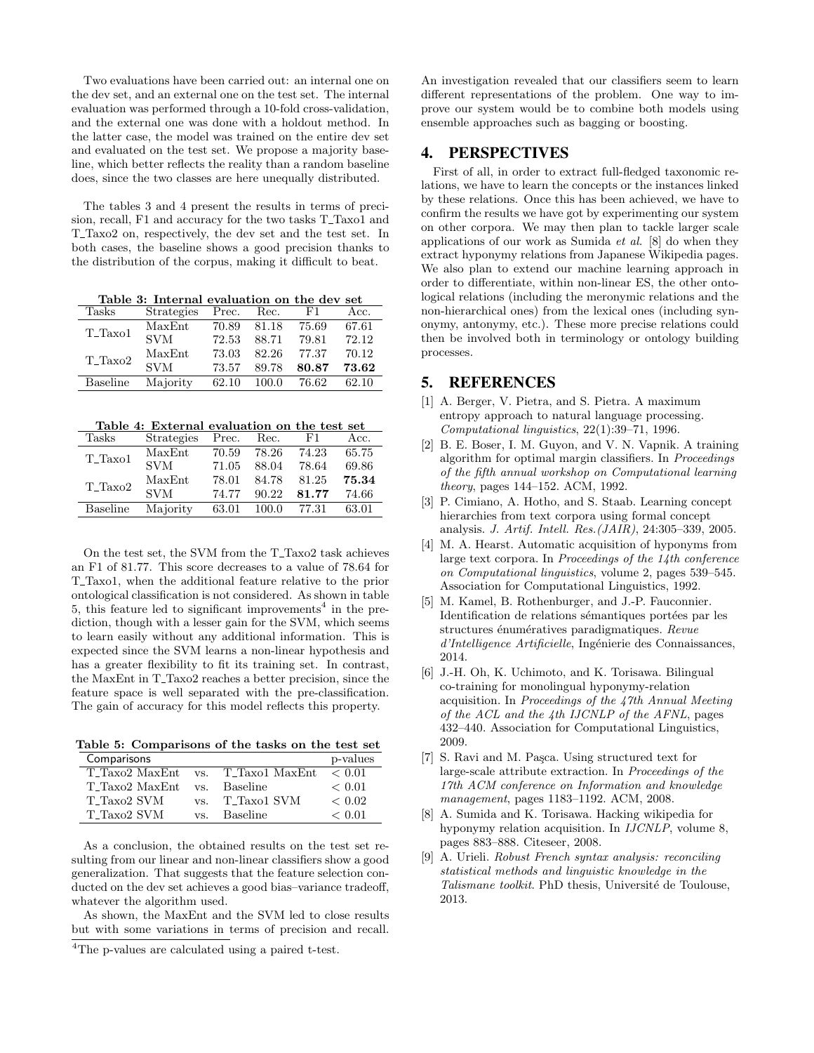Two evaluations have been carried out: an internal one on the dev set, and an external one on the test set. The internal evaluation was performed through a 10-fold cross-validation, and the external one was done with a holdout method. In the latter case, the model was trained on the entire dev set and evaluated on the test set. We propose a majority baseline, which better reflects the reality than a random baseline does, since the two classes are here unequally distributed.

The tables 3 and 4 present the results in terms of precision, recall, F1 and accuracy for the two tasks T_Taxo1 and T_Taxo2 on, respectively, the dev set and the test set. In both cases, the baseline shows a good precision thanks to the distribution of the corpus, making it difficult to beat.

**Table 3: Internal evaluation on the dev set**

| Tasks | Strategies | Prec. | Rec. | F1 | Acc. |
|---|---|---|---|---|---|
| T_Taxo1 | MaxEnt | 70.89 | 81.18 | 75.69 | 67.61 |
| | SVM | 72.53 | 88.71 | 79.81 | 72.12 |
| T_Taxo2 | MaxEnt | 73.03 | 82.26 | 77.37 | 70.12 |
| | SVM | 73.57 | 89.78 | **80.87** | **73.62** |
| Baseline | Majority | 62.10 | 100.0 | 76.62 | 62.10 |

**Table 4: External evaluation on the test set**

| Tasks | Strategies | Prec. | Rec. | F1 | Acc. |
|---|---|---|---|---|---|
| T_Taxo1 | MaxEnt | 70.59 | 78.26 | 74.23 | 65.75 |
| | SVM | 71.05 | 88.04 | 78.64 | 69.86 |
| T_Taxo2 | MaxEnt | 78.01 | 84.78 | 81.25 | **75.34** |
| | SVM | 74.77 | 90.22 | **81.77** | 74.66 |
| Baseline | Majority | 63.01 | 100.0 | 77.31 | 63.01 |

On the test set, the SVM from the T_Taxo2 task achieves an F1 of 81.77. This score decreases to a value of 78.64 for T_Taxo1, when the additional feature relative to the prior ontological classification is not considered. As shown in table 5, this feature led to significant improvements[4] in the prediction, though with a lesser gain for the SVM, which seems to learn easily without any additional information. This is expected since the SVM learns a non-linear hypothesis and has a greater flexibility to fit its training set. In contrast, the MaxEnt in T_Taxo2 reaches a better precision, since the feature space is well separated with the pre-classification. The gain of accuracy for this model reflects this property.

**Table 5: Comparisons of the tasks on the test set**

| Comparisons | | | p-values |
|---|---|---|---|
| T_Taxo2 MaxEnt | vs. | T_Taxo1 MaxEnt | $< 0.01$ |
| T_Taxo2 MaxEnt | vs. | Baseline | $< 0.01$ |
| T_Taxo2 SVM | vs. | T_Taxo1 SVM | $< 0.02$ |
| T_Taxo2 SVM | vs. | Baseline | $< 0.01$ |

As a conclusion, the obtained results on the test set resulting from our linear and non-linear classifiers show a good generalization. That suggests that the feature selection conducted on the dev set achieves a good bias–variance tradeoff, whatever the algorithm used.

As shown, the MaxEnt and the SVM led to close results but with some variations in terms of precision and recall. An investigation revealed that our classifiers seem to learn different representations of the problem. One way to improve our system would be to combine both models using ensemble approaches such as bagging or boosting.

[4]The p-values are calculated using a paired t-test.

## 4. PERSPECTIVES

First of all, in order to extract full-fledged taxonomic relations, we have to learn the concepts or the instances linked by these relations. Once this has been achieved, we have to confirm the results we have got by experimenting our system on other corpora. We may then plan to tackle larger scale applications of our work as Sumida *et al.* [8] do when they extract hyponymy relations from Japanese Wikipedia pages. We also plan to extend our machine learning approach in order to differentiate, within non-linear ES, the other ontological relations (including the meronymic relations and the non-hierarchical ones) from the lexical ones (including synonymy, antonymy, etc.). These more precise relations could then be involved both in terminology or ontology building processes.

## 5. REFERENCES

[1] A. Berger, V. Pietra, and S. Pietra. A maximum entropy approach to natural language processing. *Computational linguistics*, 22(1):39–71, 1996.

[2] B. E. Boser, I. M. Guyon, and V. N. Vapnik. A training algorithm for optimal margin classifiers. In *Proceedings of the fifth annual workshop on Computational learning theory*, pages 144–152. ACM, 1992.

[3] P. Cimiano, A. Hotho, and S. Staab. Learning concept hierarchies from text corpora using formal concept analysis. *J. Artif. Intell. Res.(JAIR)*, 24:305–339, 2005.

[4] M. A. Hearst. Automatic acquisition of hyponyms from large text corpora. In *Proceedings of the 14th conference on Computational linguistics*, volume 2, pages 539–545. Association for Computational Linguistics, 1992.

[5] M. Kamel, B. Rothenburger, and J.-P. Fauconnier. Identification de relations sémantiques portées par les structures énumératives paradigmatiques. *Revue d'Intelligence Artificielle*, Ingénierie des Connaissances, 2014.

[6] J.-H. Oh, K. Uchimoto, and K. Torisawa. Bilingual co-training for monolingual hyponymy-relation acquisition. In *Proceedings of the 47th Annual Meeting of the ACL and the 4th IJCNLP of the AFNL*, pages 432–440. Association for Computational Linguistics, 2009.

[7] S. Ravi and M. Paşca. Using structured text for large-scale attribute extraction. In *Proceedings of the 17th ACM conference on Information and knowledge management*, pages 1183–1192. ACM, 2008.

[8] A. Sumida and K. Torisawa. Hacking wikipedia for hyponymy relation acquisition. In *IJCNLP*, volume 8, pages 883–888. Citeseer, 2008.

[9] A. Urieli. *Robust French syntax analysis: reconciling statistical methods and linguistic knowledge in the Talismane toolkit*. PhD thesis, Université de Toulouse, 2013.